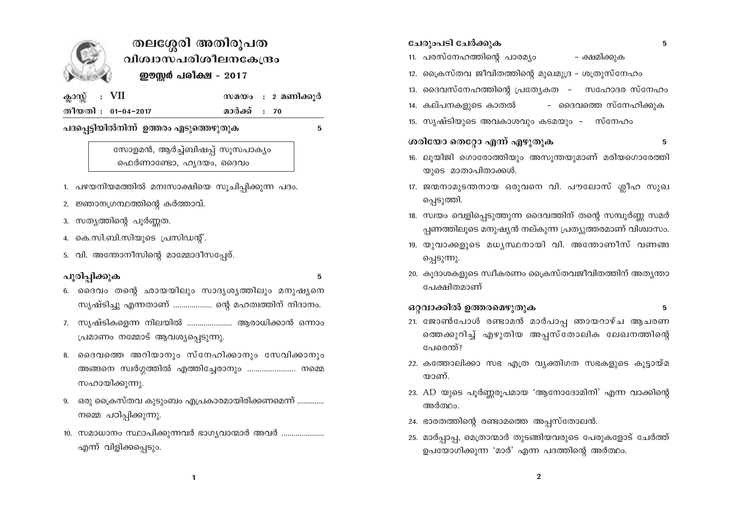# തലശ്ശേരി അതിരൂപത
## വിശ്വാസപരിശീലനകേന്ദ്രം
### ഈസ്റ്റർ പരീക്ഷ - 2017

| ക്ലാസ്സ് : VII | സമയം : 2 മണിക്കൂർ |
|---|---|
| തീയതി : 01-04-2017 | മാർക്ക് : 70 |

**പദപ്പെട്ടിയിൽനിന്ന് ഉത്തരം എടുത്തെഴുതുക** 5

> സോളമൻ, ആർച്ച്ബിഷപ്പ് സൂസപാക്യം
> ഫെർണാണ്ടോ, ഹൃദയം, ദൈവം

1. പഴയനിയമത്തിൽ മനഃസാക്ഷിയെ സൂചിപ്പിക്കുന്ന പദം.
2. ജ്ഞാനഗ്രന്ഥത്തിന്റെ കർത്താവ്.
3. സത്യത്തിന്റെ പൂർണ്ണത.
4. കെ.സി.ബി.സിയുടെ പ്രസിഡന്റ്.
5. വി. അന്തോനീസിന്റെ മാമ്മോദീസപ്പേര്.

**പൂരിപ്പിക്കുക** 5

6. ദൈവം തന്റെ ഛായയിലും സാദൃശ്യത്തിലും മനുഷ്യനെ സൃഷ്ടിച്ചു എന്നതാണ് .................. ന്റെ മഹത്വത്തിന് നിദാനം.
7. സൃഷ്ടികളെന്ന നിലയിൽ ..................... ആരാധിക്കാൻ ഒന്നാം പ്രമാണം നമ്മോട് ആവശ്യപ്പെടുന്നു.
8. ദൈവത്തെ അറിയാനും സ്നേഹിക്കാനും സേവിക്കാനും അങ്ങനെ സ്വർഗ്ഗത്തിൽ എത്തിച്ചേരാനും ...................... നമ്മെ സഹായിക്കുന്നു.
9. ഒരു ക്രൈസ്തവ കുടുംബം എപ്രകാരമായിരിക്കണമെന്ന് ............. നമ്മെ പഠിപ്പിക്കുന്നു.
10. സമാധാനം സ്ഥാപിക്കുന്നവർ ഭാഗ്യവാന്മാർ അവർ .................... എന്ന് വിളിക്കപ്പെടും.

**ചേരുംപടി ചേർക്കുക** 5

11. പരസ്നേഹത്തിന്റെ പാരമ്യം - ക്ഷമിക്കുക
12. ക്രൈസ്തവ ജീവിതത്തിന്റെ മുഖമുദ്ര - ശത്രുസ്നേഹം
13. ദൈവസ്നേഹത്തിന്റെ പ്രത്യേകത - സഹോദര സ്നേഹം
14. കല്പനകളുടെ കാതൽ - ദൈവത്തെ സ്നേഹിക്കുക
15. സൃഷ്ടിയുടെ അവകാശവും കടമയും - സ്നേഹം

**ശരിയോ തെറ്റോ എന്ന് എഴുതുക** 5

16. ലൂയിജി ഗൊരേത്തിയും അസൂന്തയുമാണ് മരിയഗൊരേത്തിയുടെ മാതാപിതാക്കൾ.
17. ജന്മനാമുടന്തനായ ഒരുവനെ വി. പൗലോസ് ശ്ലീഹ സുഖപ്പെടുത്തി.
18. സ്വയം വെളിപ്പെടുത്തുന്ന ദൈവത്തിന് തന്റെ സമ്പൂർണ്ണ സമർപ്പണത്തിലൂടെ മനുഷ്യൻ നല്കുന്ന പ്രത്യുത്തരമാണ് വിശ്വാസം.
19. യുവാക്കളുടെ മധ്യസ്ഥനായി വി. അന്തോണീസ് വണങ്ങപ്പെടുന്നു.
20. കൂദാശകളുടെ സ്വീകരണം ക്രൈസ്തവജീവിതത്തിന് അത്യന്താപേക്ഷിതമാണ്

**ഒറ്റവാക്കിൽ ഉത്തരമെഴുതുക** 5

21. ജോൺപോൾ രണ്ടാമൻ മാർപാപ്പ ഞായറാഴ്ച ആചരണത്തെക്കുറിച്ച് എഴുതിയ അപ്പസ്തോലിക ലേഖനത്തിന്റെ പേരെന്ത്?
22. കത്തോലിക്കാ സഭ എത്ര വ്യക്തിഗത സഭകളുടെ കൂട്ടായ്മയാണ്.
23. AD യുടെ പൂർണ്ണരൂപമായ 'ആനോദോമിനി' എന്ന വാക്കിന്റെ അർത്ഥം.
24. ഭാരതത്തിന്റെ രണ്ടാമത്തെ അപ്പസ്തോലൻ.
25. മാർപ്പാപ്പ, മെത്രാന്മാർ തുടങ്ങിയവരുടെ പേരുകളോട് ചേർത്ത് ഉപയോഗിക്കുന്ന 'മാർ' എന്ന പദത്തിന്റെ അർത്ഥം.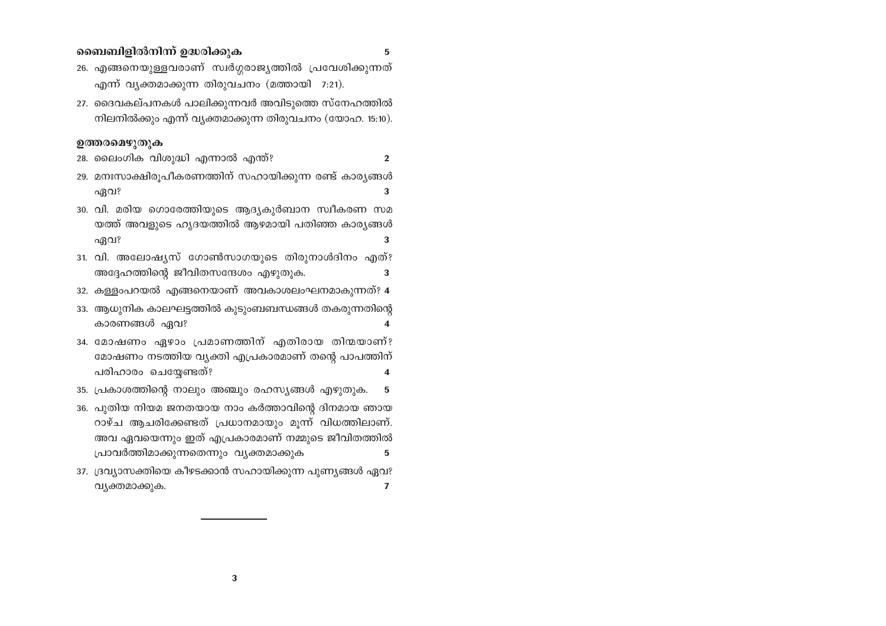**ബൈബിളിൽനിന്ന് ഉദ്ധരിക്കുക** 5

26. എങ്ങനെയുള്ളവരാണ് സ്വർഗ്ഗരാജ്യത്തിൽ പ്രവേശിക്കുന്നത് എന്ന് വ്യക്തമാക്കുന്ന തിരുവചനം (മത്തായി 7:21).
27. ദൈവകല്പനകൾ പാലിക്കുന്നവർ അവിടുത്തെ സ്നേഹത്തിൽ നിലനിൽക്കും എന്ന് വ്യക്തമാക്കുന്ന തിരുവചനം (യോഹ. 15:10).

**ഉത്തരമെഴുതുക**

28. ലൈംഗിക വിശുദ്ധി എന്നാൽ എന്ത്? 2
29. മനഃസാക്ഷിരൂപീകരണത്തിന് സഹായിക്കുന്ന രണ്ട് കാര്യങ്ങൾ ഏവ? 3
30. വി. മരിയ ഗൊരേത്തിയുടെ ആദ്യകുർബാന സ്വീകരണ സമയത്ത് അവളുടെ ഹൃദയത്തിൽ ആഴമായി പതിഞ്ഞ കാര്യങ്ങൾ ഏവ? 3
31. വി. അലോഷ്യസ് ഗോൺസാഗയുടെ തിരുനാൾദിനം എത്? അദ്ദേഹത്തിന്റെ ജീവിതസന്ദേശം എഴുതുക. 3
32. കള്ളംപറയൽ എങ്ങനെയാണ് അവകാശലംഘനമാകുന്നത്? 4
33. ആധുനിക കാലഘട്ടത്തിൽ കുടുംബബന്ധങ്ങൾ തകരുന്നതിന്റെ കാരണങ്ങൾ ഏവ? 4
34. മോഷണം ഏഴാം പ്രമാണത്തിന് എതിരായ തിന്മയാണ്? മോഷണം നടത്തിയ വ്യക്തി എപ്രകാരമാണ് തന്റെ പാപത്തിന് പരിഹാരം ചെയ്യേണ്ടത്? 4
35. പ്രകാശത്തിന്റെ നാലും അഞ്ചും രഹസ്യങ്ങൾ എഴുതുക. 5
36. പുതിയ നിയമ ജനതയായ നാം കർത്താവിന്റെ ദിനമായ ഞായറാഴ്ച ആചരിക്കേണ്ടത് പ്രധാനമായും മൂന്ന് വിധത്തിലാണ്. അവ ഏവയെന്നും ഇത് എപ്രകാരമാണ് നമ്മുടെ ജീവിതത്തിൽ പ്രാവർത്തിമാക്കുന്നതെന്നും വ്യക്തമാക്കുക 5
37. ദ്രവ്യാസക്തിയെ കീഴടക്കാൻ സഹായിക്കുന്ന പുണ്യങ്ങൾ ഏവ? വ്യക്തമാക്കുക. 7